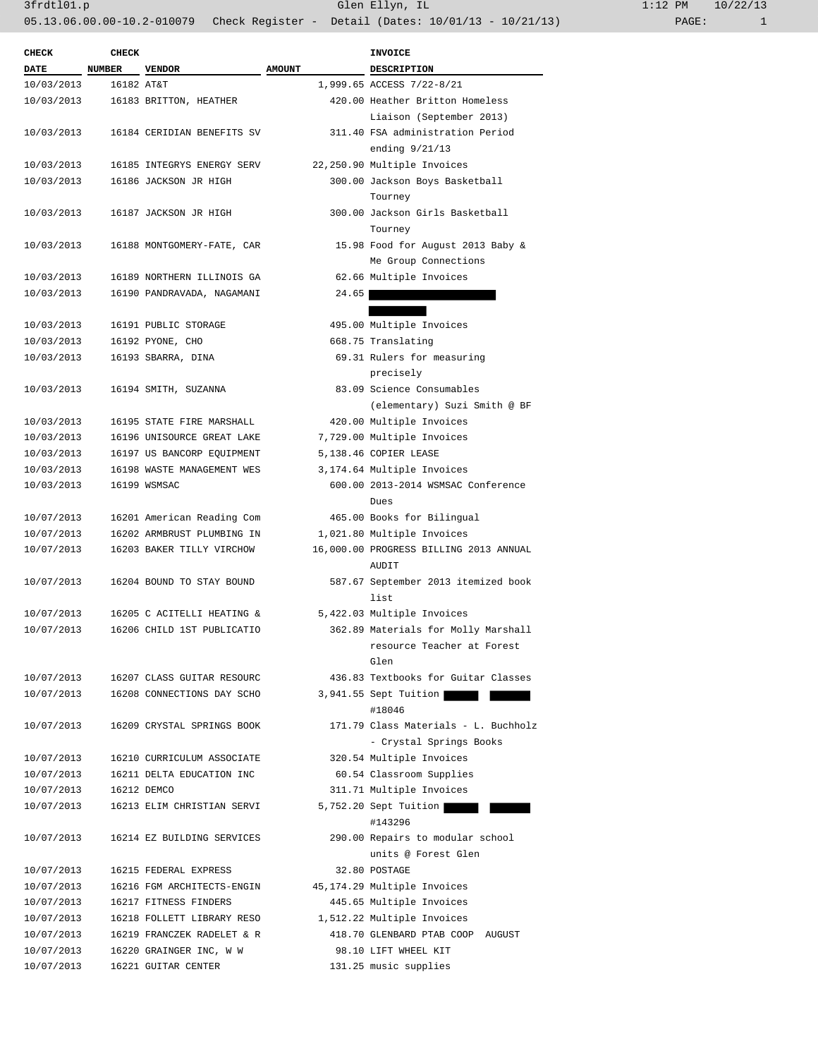3frdtl01.p Glen Ellyn, IL 1:12 PM 10/22/13

05.13.06.00.00-10.2-010079 Check Register - Detail (Dates: 10/01/13 - 10/21/13)

| CHECK DATE | CHECK NUMBER | VENDOR | AMOUNT | INVOICE DESCRIPTION |
|---|---|---|---|---|
| 10/03/2013 | 16182 | AT&T | 1,999.65 | ACCESS 7/22-8/21 |
| 10/03/2013 | 16183 | BRITTON, HEATHER | 420.00 | Heather Britton Homeless Liaison (September 2013) |
| 10/03/2013 | 16184 | CERIDIAN BENEFITS SV | 311.40 | FSA administration Period ending 9/21/13 |
| 10/03/2013 | 16185 | INTEGRYS ENERGY SERV | 22,250.90 | Multiple Invoices |
| 10/03/2013 | 16186 | JACKSON JR HIGH | 300.00 | Jackson Boys Basketball Tourney |
| 10/03/2013 | 16187 | JACKSON JR HIGH | 300.00 | Jackson Girls Basketball Tourney |
| 10/03/2013 | 16188 | MONTGOMERY-FATE, CAR | 15.98 | Food for August 2013 Baby & Me Group Connections |
| 10/03/2013 | 16189 | NORTHERN ILLINOIS GA | 62.66 | Multiple Invoices |
| 10/03/2013 | 16190 | PANDRAVADA, NAGAMANI | 24.65 | [REDACTED] |
| 10/03/2013 | 16191 | PUBLIC STORAGE | 495.00 | Multiple Invoices |
| 10/03/2013 | 16192 | PYONE, CHO | 668.75 | Translating |
| 10/03/2013 | 16193 | SBARRA, DINA | 69.31 | Rulers for measuring precisely |
| 10/03/2013 | 16194 | SMITH, SUZANNA | 83.09 | Science Consumables (elementary) Suzi Smith @ BF |
| 10/03/2013 | 16195 | STATE FIRE MARSHALL | 420.00 | Multiple Invoices |
| 10/03/2013 | 16196 | UNISOURCE GREAT LAKE | 7,729.00 | Multiple Invoices |
| 10/03/2013 | 16197 | US BANCORP EQUIPMENT | 5,138.46 | COPIER LEASE |
| 10/03/2013 | 16198 | WASTE MANAGEMENT WES | 3,174.64 | Multiple Invoices |
| 10/03/2013 | 16199 | WSMSAC | 600.00 | 2013-2014 WSMSAC Conference Dues |
| 10/07/2013 | 16201 | American Reading Com | 465.00 | Books for Bilingual |
| 10/07/2013 | 16202 | ARMBRUST PLUMBING IN | 1,021.80 | Multiple Invoices |
| 10/07/2013 | 16203 | BAKER TILLY VIRCHOW | 16,000.00 | PROGRESS BILLING 2013 ANNUAL AUDIT |
| 10/07/2013 | 16204 | BOUND TO STAY BOUND | 587.67 | September 2013 itemized book list |
| 10/07/2013 | 16205 | C ACITELLI HEATING & | 5,422.03 | Multiple Invoices |
| 10/07/2013 | 16206 | CHILD 1ST PUBLICATIO | 362.89 | Materials for Molly Marshall resource Teacher at Forest Glen |
| 10/07/2013 | 16207 | CLASS GUITAR RESOURC | 436.83 | Textbooks for Guitar Classes |
| 10/07/2013 | 16208 | CONNECTIONS DAY SCHO | 3,941.55 | Sept Tuition [REDACTED] [REDACTED] #18046 |
| 10/07/2013 | 16209 | CRYSTAL SPRINGS BOOK | 171.79 | Class Materials - L. Buchholz - Crystal Springs Books |
| 10/07/2013 | 16210 | CURRICULUM ASSOCIATE | 320.54 | Multiple Invoices |
| 10/07/2013 | 16211 | DELTA EDUCATION INC | 60.54 | Classroom Supplies |
| 10/07/2013 | 16212 | DEMCO | 311.71 | Multiple Invoices |
| 10/07/2013 | 16213 | ELIM CHRISTIAN SERVI | 5,752.20 | Sept Tuition [REDACTED] [REDACTED] #143296 |
| 10/07/2013 | 16214 | EZ BUILDING SERVICES | 290.00 | Repairs to modular school units @ Forest Glen |
| 10/07/2013 | 16215 | FEDERAL EXPRESS | 32.80 | POSTAGE |
| 10/07/2013 | 16216 | FGM ARCHITECTS-ENGIN | 45,174.29 | Multiple Invoices |
| 10/07/2013 | 16217 | FITNESS FINDERS | 445.65 | Multiple Invoices |
| 10/07/2013 | 16218 | FOLLETT LIBRARY RESO | 1,512.22 | Multiple Invoices |
| 10/07/2013 | 16219 | FRANCZEK RADELET & R | 418.70 | GLENBARD PTAB COOP AUGUST |
| 10/07/2013 | 16220 | GRAINGER INC, W W | 98.10 | LIFT WHEEL KIT |
| 10/07/2013 | 16221 | GUITAR CENTER | 131.25 | music supplies |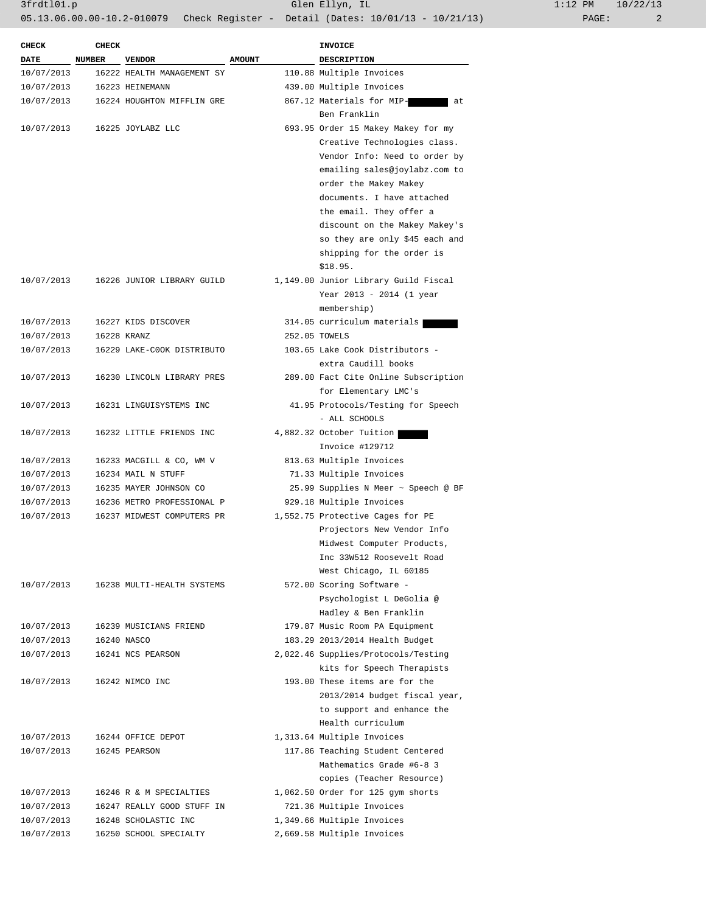| CHECK DATE | CHECK NUMBER | VENDOR | AMOUNT | INVOICE DESCRIPTION |
|---|---|---|---|---|
| 10/07/2013 | 16222 | HEALTH MANAGEMENT SY | 110.88 | Multiple Invoices |
| 10/07/2013 | 16223 | HEINEMANN | 439.00 | Multiple Invoices |
| 10/07/2013 | 16224 | HOUGHTON MIFFLIN GRE | 867.12 | Materials for MIP-█████ at Ben Franklin |
| 10/07/2013 | 16225 | JOYLABZ LLC | 693.95 | Order 15 Makey Makey for my Creative Technologies class. Vendor Info: Need to order by emailing sales@joylabz.com to order the Makey Makey documents. I have attached the email. They offer a discount on the Makey Makey's so they are only $45 each and shipping for the order is $18.95. |
| 10/07/2013 | 16226 | JUNIOR LIBRARY GUILD | 1,149.00 | Junior Library Guild Fiscal Year 2013 - 2014 (1 year membership) |
| 10/07/2013 | 16227 | KIDS DISCOVER | 314.05 | curriculum materials █████ |
| 10/07/2013 | 16228 | KRANZ | 252.05 | TOWELS |
| 10/07/2013 | 16229 | LAKE-C0OK DISTRIBUTO | 103.65 | Lake Cook Distributors - extra Caudill books |
| 10/07/2013 | 16230 | LINCOLN LIBRARY PRES | 289.00 | Fact Cite Online Subscription for Elementary LMC's |
| 10/07/2013 | 16231 | LINGUISYSTEMS INC | 41.95 | Protocols/Testing for Speech - ALL SCHOOLS |
| 10/07/2013 | 16232 | LITTLE FRIENDS INC | 4,882.32 | October Tuition █████ Invoice #129712 |
| 10/07/2013 | 16233 | MACGILL & CO, WM V | 813.63 | Multiple Invoices |
| 10/07/2013 | 16234 | MAIL N STUFF | 71.33 | Multiple Invoices |
| 10/07/2013 | 16235 | MAYER JOHNSON CO | 25.99 | Supplies N Meer ~ Speech @ BF |
| 10/07/2013 | 16236 | METRO PROFESSIONAL P | 929.18 | Multiple Invoices |
| 10/07/2013 | 16237 | MIDWEST COMPUTERS PR | 1,552.75 | Protective Cages for PE Projectors New Vendor Info Midwest Computer Products, Inc 33W512 Roosevelt Road West Chicago, IL 60185 |
| 10/07/2013 | 16238 | MULTI-HEALTH SYSTEMS | 572.00 | Scoring Software - Psychologist L DeGolia @ Hadley & Ben Franklin |
| 10/07/2013 | 16239 | MUSICIANS FRIEND | 179.87 | Music Room PA Equipment |
| 10/07/2013 | 16240 | NASCO | 183.29 | 2013/2014 Health Budget |
| 10/07/2013 | 16241 | NCS PEARSON | 2,022.46 | Supplies/Protocols/Testing kits for Speech Therapists |
| 10/07/2013 | 16242 | NIMCO INC | 193.00 | These items are for the 2013/2014 budget fiscal year, to support and enhance the Health curriculum |
| 10/07/2013 | 16244 | OFFICE DEPOT | 1,313.64 | Multiple Invoices |
| 10/07/2013 | 16245 | PEARSON | 117.86 | Teaching Student Centered Mathematics Grade #6-8 3 copies (Teacher Resource) |
| 10/07/2013 | 16246 | R & M SPECIALTIES | 1,062.50 | Order for 125 gym shorts |
| 10/07/2013 | 16247 | REALLY GOOD STUFF IN | 721.36 | Multiple Invoices |
| 10/07/2013 | 16248 | SCHOLASTIC INC | 1,349.66 | Multiple Invoices |
| 10/07/2013 | 16250 | SCHOOL SPECIALTY | 2,669.58 | Multiple Invoices |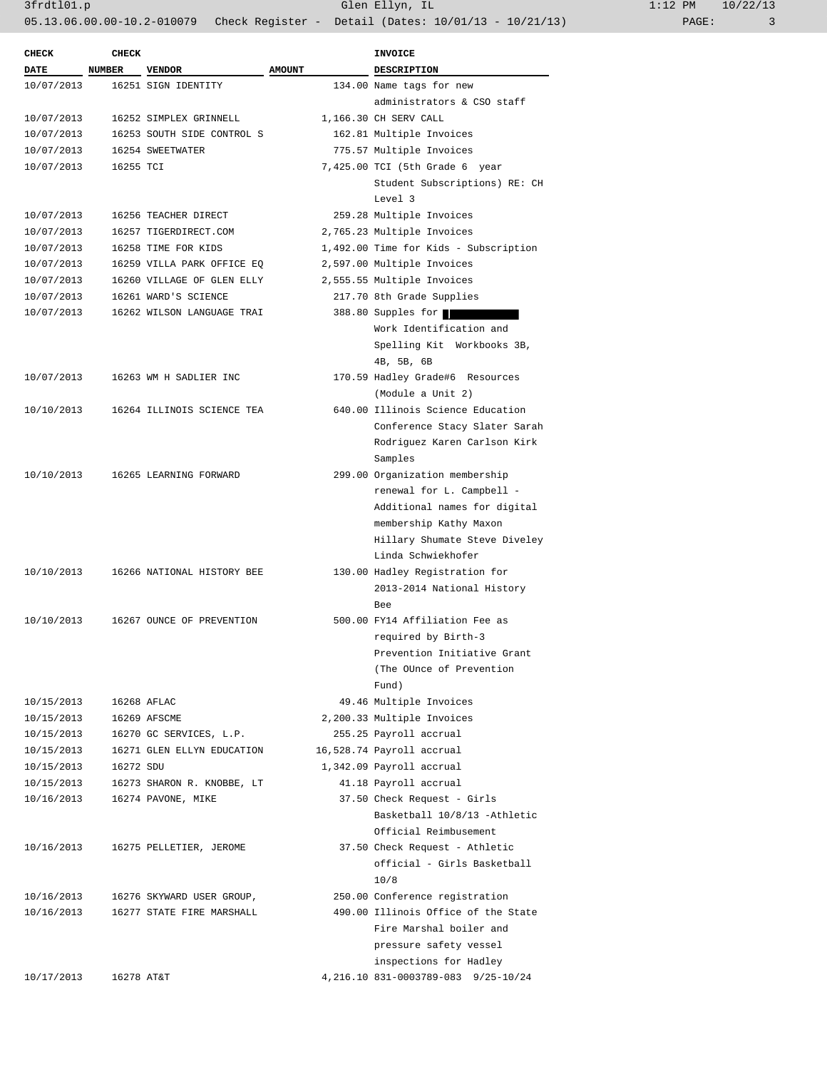| CHECK DATE | CHECK NUMBER | VENDOR | AMOUNT | INVOICE DESCRIPTION |
|---|---|---|---|---|
| 10/07/2013 | 16251 | SIGN IDENTITY | 134.00 | Name tags for new administrators & CSO staff |
| 10/07/2013 | 16252 | SIMPLEX GRINNELL | 1,166.30 | CH SERV CALL |
| 10/07/2013 | 16253 | SOUTH SIDE CONTROL S | 162.81 | Multiple Invoices |
| 10/07/2013 | 16254 | SWEETWATER | 775.57 | Multiple Invoices |
| 10/07/2013 | 16255 | TCI | 7,425.00 | TCI (5th Grade 6 year Student Subscriptions) RE: CH Level 3 |
| 10/07/2013 | 16256 | TEACHER DIRECT | 259.28 | Multiple Invoices |
| 10/07/2013 | 16257 | TIGERDIRECT.COM | 2,765.23 | Multiple Invoices |
| 10/07/2013 | 16258 | TIME FOR KIDS | 1,492.00 | Time for Kids - Subscription |
| 10/07/2013 | 16259 | VILLA PARK OFFICE EQ | 2,597.00 | Multiple Invoices |
| 10/07/2013 | 16260 | VILLAGE OF GLEN ELLY | 2,555.55 | Multiple Invoices |
| 10/07/2013 | 16261 | WARD'S SCIENCE | 217.70 | 8th Grade Supplies |
| 10/07/2013 | 16262 | WILSON LANGUAGE TRAI | 388.80 | Supples for [REDACTED] Work Identification and Spelling Kit Workbooks 3B, 4B, 5B, 6B |
| 10/07/2013 | 16263 | WM H SADLIER INC | 170.59 | Hadley Grade#6 Resources (Module a Unit 2) |
| 10/10/2013 | 16264 | ILLINOIS SCIENCE TEA | 640.00 | Illinois Science Education Conference Stacy Slater Sarah Rodriguez Karen Carlson Kirk Samples |
| 10/10/2013 | 16265 | LEARNING FORWARD | 299.00 | Organization membership renewal for L. Campbell - Additional names for digital membership Kathy Maxon Hillary Shumate Steve Diveley Linda Schwiekhofer |
| 10/10/2013 | 16266 | NATIONAL HISTORY BEE | 130.00 | Hadley Registration for 2013-2014 National History Bee |
| 10/10/2013 | 16267 | OUNCE OF PREVENTION | 500.00 | FY14 Affiliation Fee as required by Birth-3 Prevention Initiative Grant (The OUnce of Prevention Fund) |
| 10/15/2013 | 16268 | AFLAC | 49.46 | Multiple Invoices |
| 10/15/2013 | 16269 | AFSCME | 2,200.33 | Multiple Invoices |
| 10/15/2013 | 16270 | GC SERVICES, L.P. | 255.25 | Payroll accrual |
| 10/15/2013 | 16271 | GLEN ELLYN EDUCATION | 16,528.74 | Payroll accrual |
| 10/15/2013 | 16272 | SDU | 1,342.09 | Payroll accrual |
| 10/15/2013 | 16273 | SHARON R. KNOBBE, LT | 41.18 | Payroll accrual |
| 10/16/2013 | 16274 | PAVONE, MIKE | 37.50 | Check Request - Girls Basketball 10/8/13 -Athletic Official Reimbusement |
| 10/16/2013 | 16275 | PELLETIER, JEROME | 37.50 | Check Request - Athletic official - Girls Basketball 10/8 |
| 10/16/2013 | 16276 | SKYWARD USER GROUP, | 250.00 | Conference registration |
| 10/16/2013 | 16277 | STATE FIRE MARSHALL | 490.00 | Illinois Office of the State Fire Marshal boiler and pressure safety vessel inspections for Hadley |
| 10/17/2013 | 16278 | AT&T | 4,216.10 | 831-0003789-083 9/25-10/24 |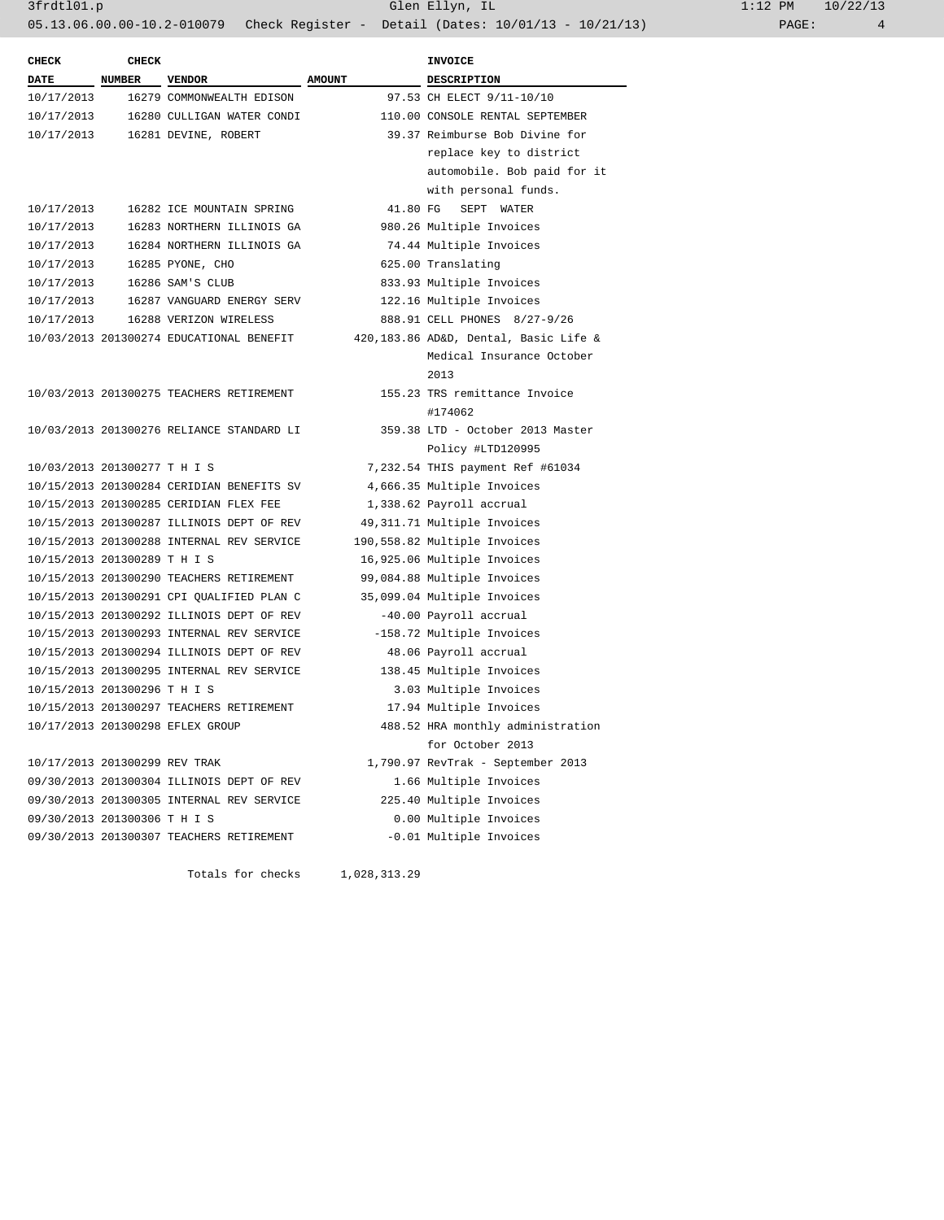| CHECK DATE | CHECK NUMBER | VENDOR | AMOUNT | INVOICE DESCRIPTION |
|---|---|---|---|---|
| 10/17/2013 | 16279 | COMMONWEALTH EDISON | 97.53 | CH ELECT 9/11-10/10 |
| 10/17/2013 | 16280 | CULLIGAN WATER CONDI | 110.00 | CONSOLE RENTAL SEPTEMBER |
| 10/17/2013 | 16281 | DEVINE, ROBERT | 39.37 | Reimburse Bob Divine for replace key to district automobile. Bob paid for it with personal funds. |
| 10/17/2013 | 16282 | ICE MOUNTAIN SPRING | 41.80 | FG SEPT WATER |
| 10/17/2013 | 16283 | NORTHERN ILLINOIS GA | 980.26 | Multiple Invoices |
| 10/17/2013 | 16284 | NORTHERN ILLINOIS GA | 74.44 | Multiple Invoices |
| 10/17/2013 | 16285 | PYONE, CHO | 625.00 | Translating |
| 10/17/2013 | 16286 | SAM'S CLUB | 833.93 | Multiple Invoices |
| 10/17/2013 | 16287 | VANGUARD ENERGY SERV | 122.16 | Multiple Invoices |
| 10/17/2013 | 16288 | VERIZON WIRELESS | 888.91 | CELL PHONES 8/27-9/26 |
| 10/03/2013 | 201300274 | EDUCATIONAL BENEFIT | 420,183.86 | AD&D, Dental, Basic Life & Medical Insurance October 2013 |
| 10/03/2013 | 201300275 | TEACHERS RETIREMENT | 155.23 | TRS remittance Invoice #174062 |
| 10/03/2013 | 201300276 | RELIANCE STANDARD LI | 359.38 | LTD - October 2013 Master Policy #LTD120995 |
| 10/03/2013 | 201300277 | T H I S | 7,232.54 | THIS payment Ref #61034 |
| 10/15/2013 | 201300284 | CERIDIAN BENEFITS SV | 4,666.35 | Multiple Invoices |
| 10/15/2013 | 201300285 | CERIDIAN FLEX FEE | 1,338.62 | Payroll accrual |
| 10/15/2013 | 201300287 | ILLINOIS DEPT OF REV | 49,311.71 | Multiple Invoices |
| 10/15/2013 | 201300288 | INTERNAL REV SERVICE | 190,558.82 | Multiple Invoices |
| 10/15/2013 | 201300289 | T H I S | 16,925.06 | Multiple Invoices |
| 10/15/2013 | 201300290 | TEACHERS RETIREMENT | 99,084.88 | Multiple Invoices |
| 10/15/2013 | 201300291 | CPI QUALIFIED PLAN C | 35,099.04 | Multiple Invoices |
| 10/15/2013 | 201300292 | ILLINOIS DEPT OF REV | -40.00 | Payroll accrual |
| 10/15/2013 | 201300293 | INTERNAL REV SERVICE | -158.72 | Multiple Invoices |
| 10/15/2013 | 201300294 | ILLINOIS DEPT OF REV | 48.06 | Payroll accrual |
| 10/15/2013 | 201300295 | INTERNAL REV SERVICE | 138.45 | Multiple Invoices |
| 10/15/2013 | 201300296 | T H I S | 3.03 | Multiple Invoices |
| 10/15/2013 | 201300297 | TEACHERS RETIREMENT | 17.94 | Multiple Invoices |
| 10/17/2013 | 201300298 | EFLEX GROUP | 488.52 | HRA monthly administration for October 2013 |
| 10/17/2013 | 201300299 | REV TRAK | 1,790.97 | RevTrak - September 2013 |
| 09/30/2013 | 201300304 | ILLINOIS DEPT OF REV | 1.66 | Multiple Invoices |
| 09/30/2013 | 201300305 | INTERNAL REV SERVICE | 225.40 | Multiple Invoices |
| 09/30/2013 | 201300306 | T H I S | 0.00 | Multiple Invoices |
| 09/30/2013 | 201300307 | TEACHERS RETIREMENT | -0.01 | Multiple Invoices |
| | | Totals for checks | 1,028,313.29 | |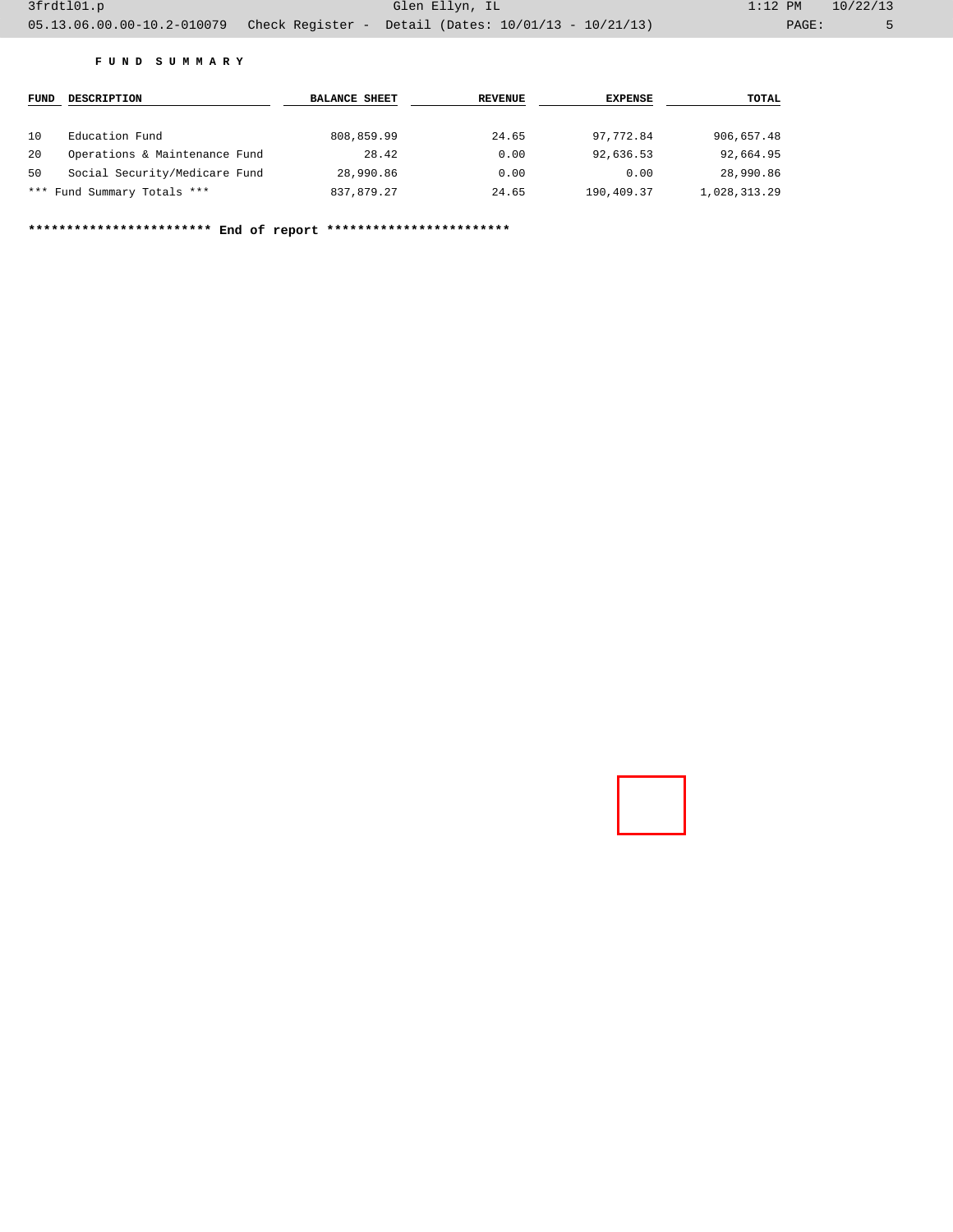**F U N D   S U M M A R Y**

| FUND | DESCRIPTION | BALANCE SHEET | REVENUE | EXPENSE | TOTAL |
|---|---|---|---|---|---|
| 10 | Education Fund | 808,859.99 | 24.65 | 97,772.84 | 906,657.48 |
| 20 | Operations & Maintenance Fund | 28.42 | 0.00 | 92,636.53 | 92,664.95 |
| 50 | Social Security/Medicare Fund | 28,990.86 | 0.00 | 0.00 | 28,990.86 |
| *** Fund Summary Totals *** | | 837,879.27 | 24.65 | 190,409.37 | 1,028,313.29 |

************************ **End of report** ************************